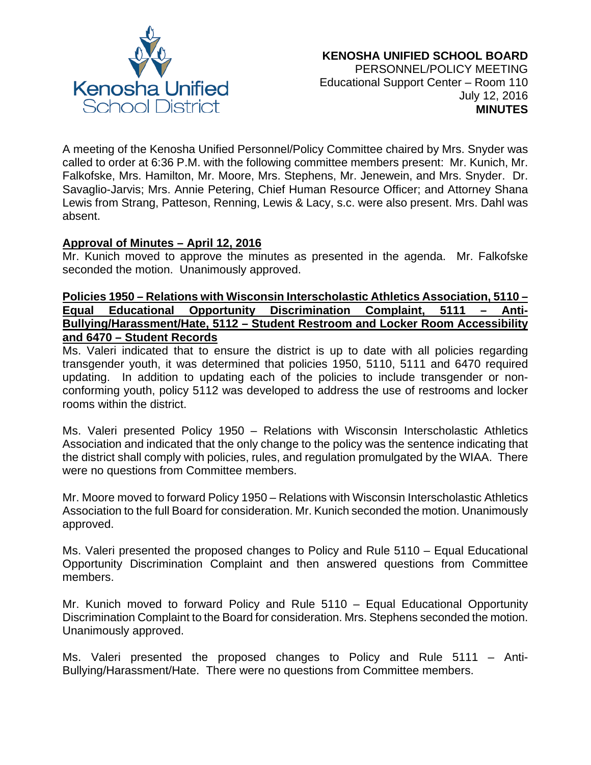**KENOSHA UNIFIED SCHOOL BOARD**
PERSONNEL/POLICY MEETING
Educational Support Center – Room 110
July 12, 2016
**MINUTES**

A meeting of the Kenosha Unified Personnel/Policy Committee chaired by Mrs. Snyder was called to order at 6:36 P.M. with the following committee members present: Mr. Kunich, Mr. Falkofske, Mrs. Hamilton, Mr. Moore, Mrs. Stephens, Mr. Jenewein, and Mrs. Snyder. Dr. Savaglio-Jarvis; Mrs. Annie Petering, Chief Human Resource Officer; and Attorney Shana Lewis from Strang, Patteson, Renning, Lewis & Lacy, s.c. were also present. Mrs. Dahl was absent.

**Approval of Minutes – April 12, 2016**

Mr. Kunich moved to approve the minutes as presented in the agenda. Mr. Falkofske seconded the motion. Unanimously approved.

**Policies 1950 – Relations with Wisconsin Interscholastic Athletics Association, 5110 – Equal Educational Opportunity Discrimination Complaint, 5111 – Anti-Bullying/Harassment/Hate, 5112 – Student Restroom and Locker Room Accessibility and 6470 – Student Records**

Ms. Valeri indicated that to ensure the district is up to date with all policies regarding transgender youth, it was determined that policies 1950, 5110, 5111 and 6470 required updating. In addition to updating each of the policies to include transgender or non-conforming youth, policy 5112 was developed to address the use of restrooms and locker rooms within the district.

Ms. Valeri presented Policy 1950 – Relations with Wisconsin Interscholastic Athletics Association and indicated that the only change to the policy was the sentence indicating that the district shall comply with policies, rules, and regulation promulgated by the WIAA. There were no questions from Committee members.

Mr. Moore moved to forward Policy 1950 – Relations with Wisconsin Interscholastic Athletics Association to the full Board for consideration. Mr. Kunich seconded the motion. Unanimously approved.

Ms. Valeri presented the proposed changes to Policy and Rule 5110 – Equal Educational Opportunity Discrimination Complaint and then answered questions from Committee members.

Mr. Kunich moved to forward Policy and Rule 5110 – Equal Educational Opportunity Discrimination Complaint to the Board for consideration. Mrs. Stephens seconded the motion. Unanimously approved.

Ms. Valeri presented the proposed changes to Policy and Rule 5111 – Anti-Bullying/Harassment/Hate. There were no questions from Committee members.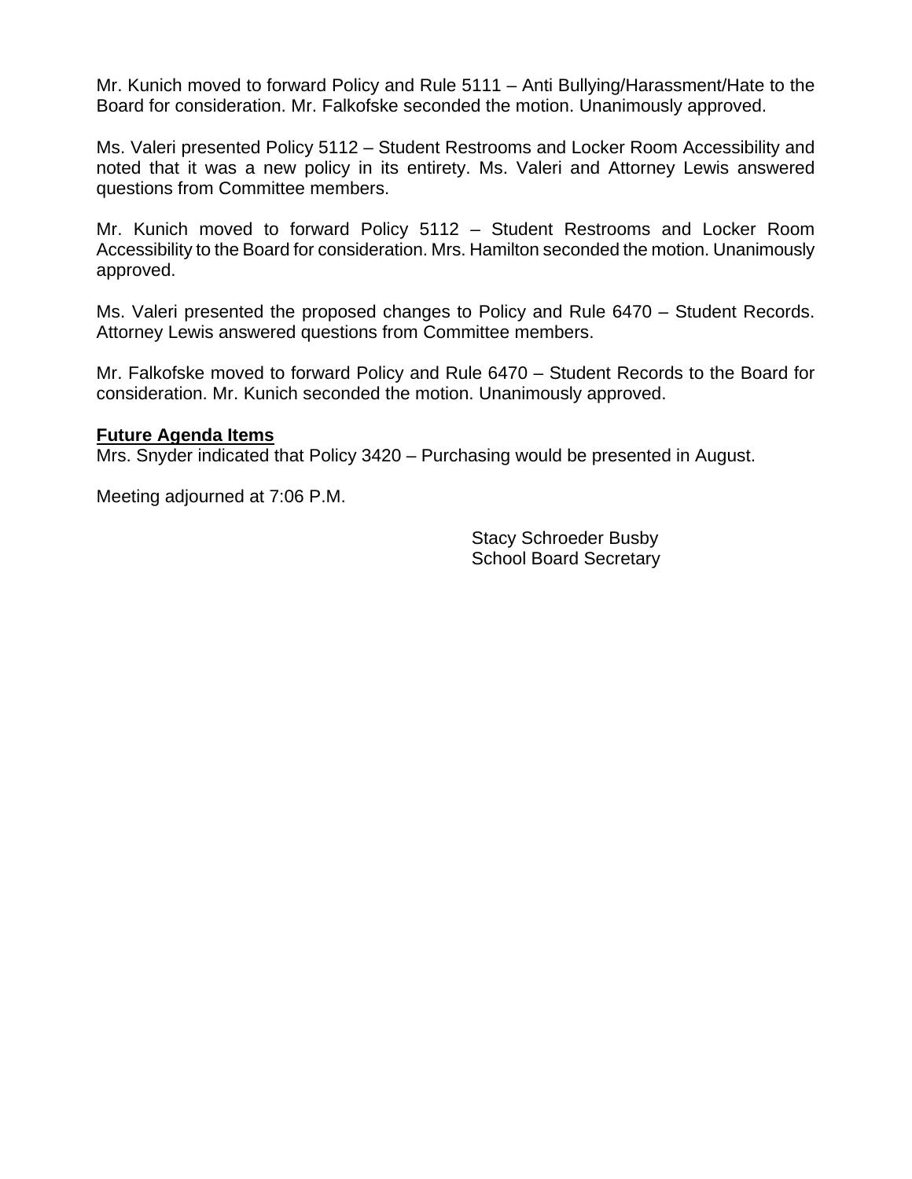Mr. Kunich moved to forward Policy and Rule 5111 – Anti Bullying/Harassment/Hate to the Board for consideration. Mr. Falkofske seconded the motion. Unanimously approved.

Ms. Valeri presented Policy 5112 – Student Restrooms and Locker Room Accessibility and noted that it was a new policy in its entirety. Ms. Valeri and Attorney Lewis answered questions from Committee members.

Mr. Kunich moved to forward Policy 5112 – Student Restrooms and Locker Room Accessibility to the Board for consideration. Mrs. Hamilton seconded the motion. Unanimously approved.

Ms. Valeri presented the proposed changes to Policy and Rule 6470 – Student Records. Attorney Lewis answered questions from Committee members.

Mr. Falkofske moved to forward Policy and Rule 6470 – Student Records to the Board for consideration. Mr. Kunich seconded the motion. Unanimously approved.

**Future Agenda Items**

Mrs. Snyder indicated that Policy 3420 – Purchasing would be presented in August.

Meeting adjourned at 7:06 P.M.

Stacy Schroeder Busby
School Board Secretary